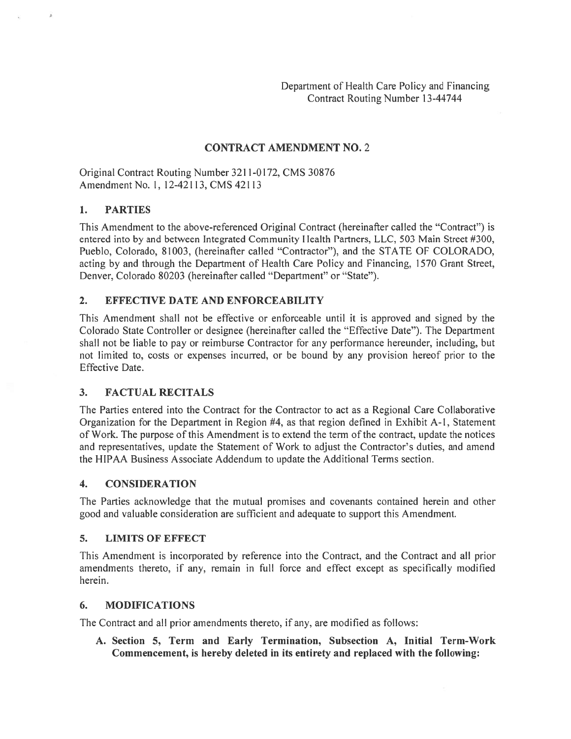Department of Health Care Policy and Financing
Contract Routing Number 13-44744

## CONTRACT AMENDMENT NO. 2

Original Contract Routing Number 3211-0172, CMS 30876
Amendment No. 1, 12-42113, CMS 42113

### 1. PARTIES

This Amendment to the above-referenced Original Contract (hereinafter called the "Contract") is entered into by and between Integrated Community Health Partners, LLC, 503 Main Street #300, Pueblo, Colorado, 81003, (hereinafter called "Contractor"), and the STATE OF COLORADO, acting by and through the Department of Health Care Policy and Financing, 1570 Grant Street, Denver, Colorado 80203 (hereinafter called "Department" or "State").

### 2. EFFECTIVE DATE AND ENFORCEABILITY

This Amendment shall not be effective or enforceable until it is approved and signed by the Colorado State Controller or designee (hereinafter called the "Effective Date"). The Department shall not be liable to pay or reimburse Contractor for any performance hereunder, including, but not limited to, costs or expenses incurred, or be bound by any provision hereof prior to the Effective Date.

### 3. FACTUAL RECITALS

The Parties entered into the Contract for the Contractor to act as a Regional Care Collaborative Organization for the Department in Region #4, as that region defined in Exhibit A-1, Statement of Work. The purpose of this Amendment is to extend the term of the contract, update the notices and representatives, update the Statement of Work to adjust the Contractor's duties, and amend the HIPAA Business Associate Addendum to update the Additional Terms section.

### 4. CONSIDERATION

The Parties acknowledge that the mutual promises and covenants contained herein and other good and valuable consideration are sufficient and adequate to support this Amendment.

### 5. LIMITS OF EFFECT

This Amendment is incorporated by reference into the Contract, and the Contract and all prior amendments thereto, if any, remain in full force and effect except as specifically modified herein.

### 6. MODIFICATIONS

The Contract and all prior amendments thereto, if any, are modified as follows:

**A. Section 5, Term and Early Termination, Subsection A, Initial Term-Work Commencement, is hereby deleted in its entirety and replaced with the following:**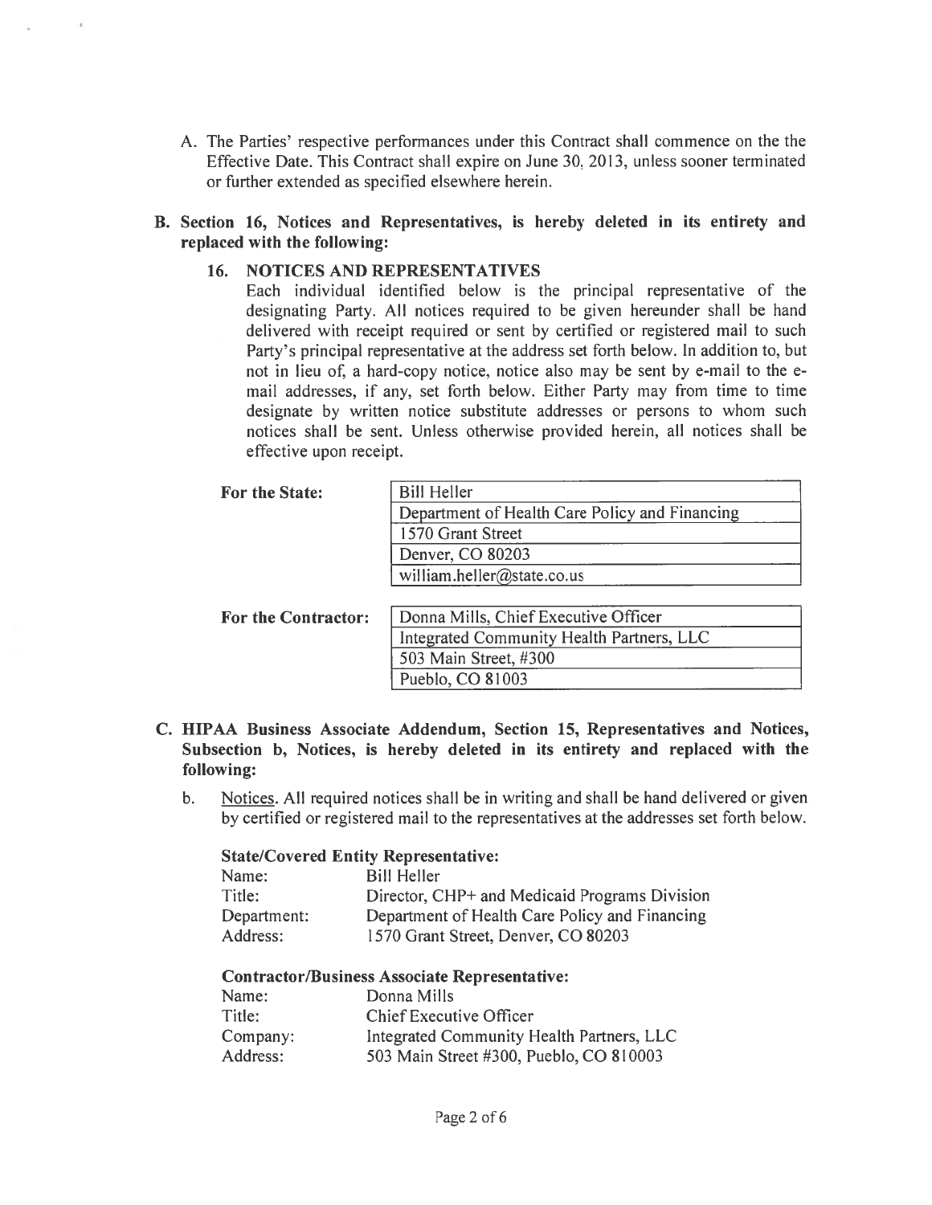A. The Parties' respective performances under this Contract shall commence on the the Effective Date. This Contract shall expire on June 30, 2013, unless sooner terminated or further extended as specified elsewhere herein.

**B. Section 16, Notices and Representatives, is hereby deleted in its entirety and replaced with the following:**

**16. NOTICES AND REPRESENTATIVES**

Each individual identified below is the principal representative of the designating Party. All notices required to be given hereunder shall be hand delivered with receipt required or sent by certified or registered mail to such Party's principal representative at the address set forth below. In addition to, but not in lieu of, a hard-copy notice, notice also may be sent by e-mail to the e-mail addresses, if any, set forth below. Either Party may from time to time designate by written notice substitute addresses or persons to whom such notices shall be sent. Unless otherwise provided herein, all notices shall be effective upon receipt.

| **For the State:** | Bill Heller |
|---|---|
| | Department of Health Care Policy and Financing |
| | 1570 Grant Street |
| | Denver, CO 80203 |
| | william.heller@state.co.us |

| **For the Contractor:** | Donna Mills, Chief Executive Officer |
|---|---|
| | Integrated Community Health Partners, LLC |
| | 503 Main Street, #300 |
| | Pueblo, CO 81003 |

**C. HIPAA Business Associate Addendum, Section 15, Representatives and Notices, Subsection b, Notices, is hereby deleted in its entirety and replaced with the following:**

b. Notices. All required notices shall be in writing and shall be hand delivered or given by certified or registered mail to the representatives at the addresses set forth below.

**State/Covered Entity Representative:**

| | |
|---|---|
| Name: | Bill Heller |
| Title: | Director, CHP+ and Medicaid Programs Division |
| Department: | Department of Health Care Policy and Financing |
| Address: | 1570 Grant Street, Denver, CO 80203 |

**Contractor/Business Associate Representative:**

| | |
|---|---|
| Name: | Donna Mills |
| Title: | Chief Executive Officer |
| Company: | Integrated Community Health Partners, LLC |
| Address: | 503 Main Street #300, Pueblo, CO 810003 |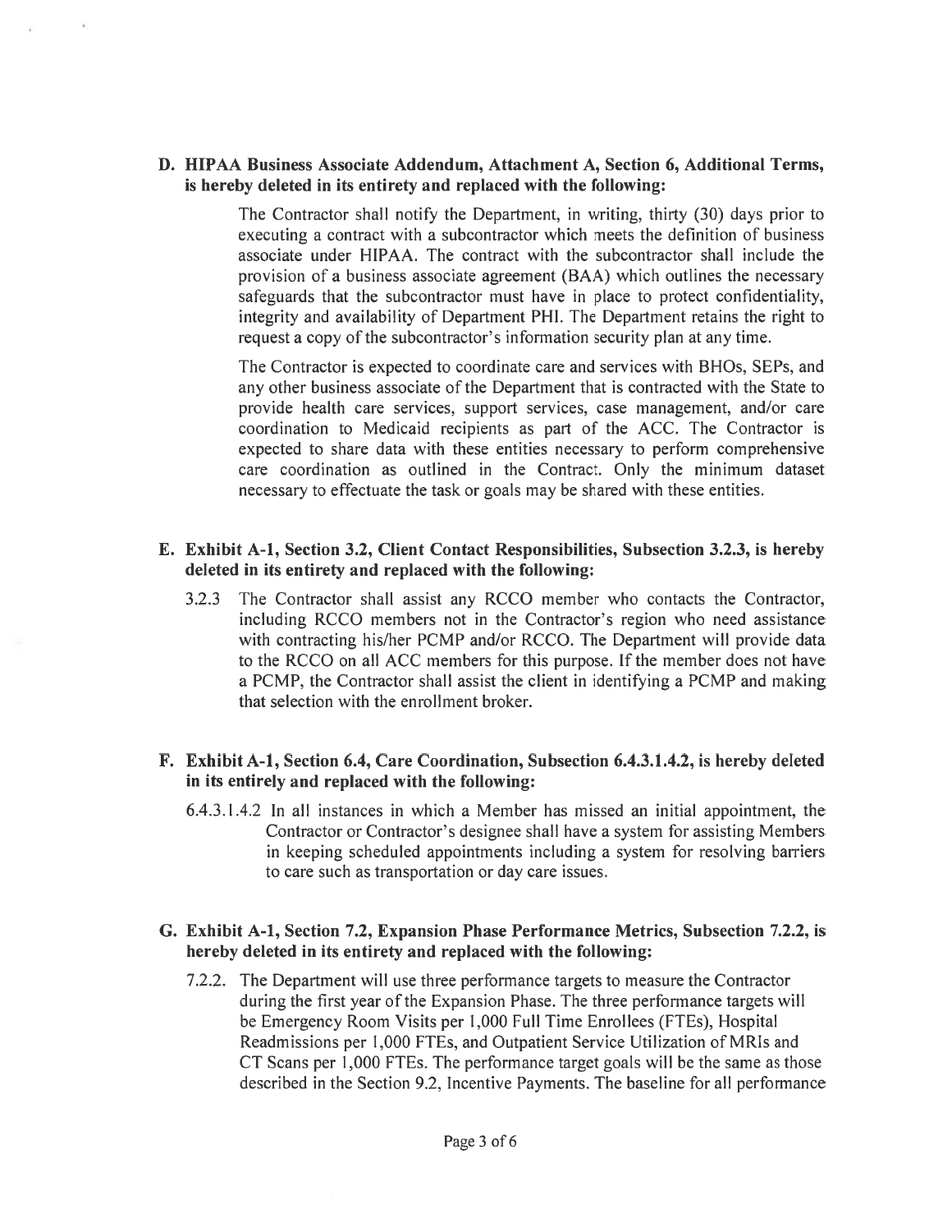**D. HIPAA Business Associate Addendum, Attachment A, Section 6, Additional Terms, is hereby deleted in its entirety and replaced with the following:**

The Contractor shall notify the Department, in writing, thirty (30) days prior to executing a contract with a subcontractor which meets the definition of business associate under HIPAA. The contract with the subcontractor shall include the provision of a business associate agreement (BAA) which outlines the necessary safeguards that the subcontractor must have in place to protect confidentiality, integrity and availability of Department PHI. The Department retains the right to request a copy of the subcontractor's information security plan at any time.

The Contractor is expected to coordinate care and services with BHOs, SEPs, and any other business associate of the Department that is contracted with the State to provide health care services, support services, case management, and/or care coordination to Medicaid recipients as part of the ACC. The Contractor is expected to share data with these entities necessary to perform comprehensive care coordination as outlined in the Contract. Only the minimum dataset necessary to effectuate the task or goals may be shared with these entities.

**E. Exhibit A-1, Section 3.2, Client Contact Responsibilities, Subsection 3.2.3, is hereby deleted in its entirety and replaced with the following:**

3.2.3 The Contractor shall assist any RCCO member who contacts the Contractor, including RCCO members not in the Contractor's region who need assistance with contracting his/her PCMP and/or RCCO. The Department will provide data to the RCCO on all ACC members for this purpose. If the member does not have a PCMP, the Contractor shall assist the client in identifying a PCMP and making that selection with the enrollment broker.

**F. Exhibit A-1, Section 6.4, Care Coordination, Subsection 6.4.3.1.4.2, is hereby deleted in its entirely and replaced with the following:**

6.4.3.1.4.2 In all instances in which a Member has missed an initial appointment, the Contractor or Contractor's designee shall have a system for assisting Members in keeping scheduled appointments including a system for resolving barriers to care such as transportation or day care issues.

**G. Exhibit A-1, Section 7.2, Expansion Phase Performance Metrics, Subsection 7.2.2, is hereby deleted in its entirety and replaced with the following:**

7.2.2. The Department will use three performance targets to measure the Contractor during the first year of the Expansion Phase. The three performance targets will be Emergency Room Visits per 1,000 Full Time Enrollees (FTEs), Hospital Readmissions per 1,000 FTEs, and Outpatient Service Utilization of MRIs and CT Scans per 1,000 FTEs. The performance target goals will be the same as those described in the Section 9.2, Incentive Payments. The baseline for all performance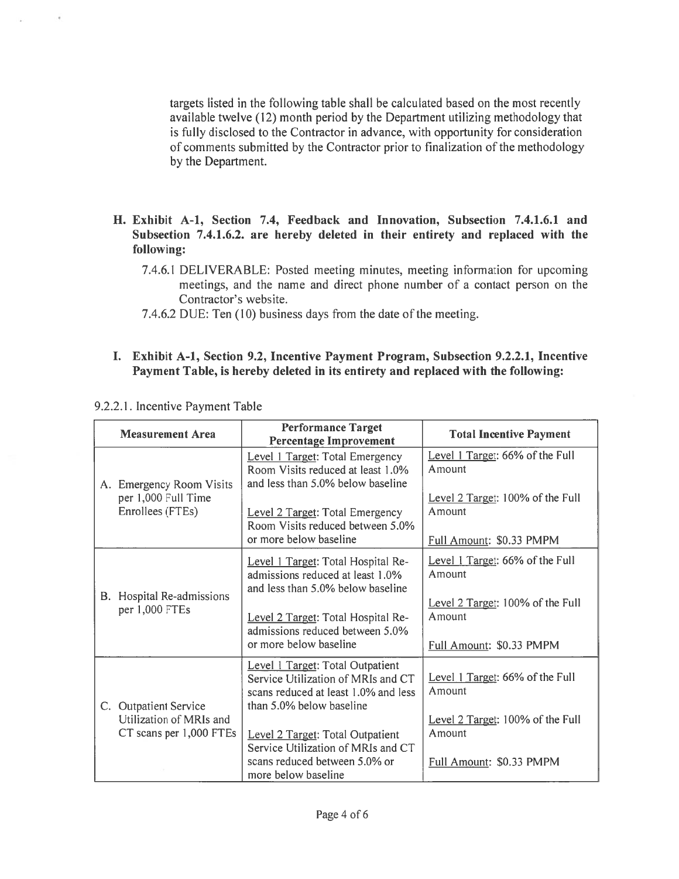targets listed in the following table shall be calculated based on the most recently available twelve (12) month period by the Department utilizing methodology that is fully disclosed to the Contractor in advance, with opportunity for consideration of comments submitted by the Contractor prior to finalization of the methodology by the Department.

**H. Exhibit A-1, Section 7.4, Feedback and Innovation, Subsection 7.4.1.6.1 and Subsection 7.4.1.6.2. are hereby deleted in their entirety and replaced with the following:**

7.4.6.1 DELIVERABLE: Posted meeting minutes, meeting information for upcoming meetings, and the name and direct phone number of a contact person on the Contractor's website.

7.4.6.2 DUE: Ten (10) business days from the date of the meeting.

**I. Exhibit A-1, Section 9.2, Incentive Payment Program, Subsection 9.2.2.1, Incentive Payment Table, is hereby deleted in its entirety and replaced with the following:**

9.2.2.1. Incentive Payment Table

| Measurement Area | Performance Target Percentage Improvement | Total Incentive Payment |
|---|---|---|
| A. Emergency Room Visits per 1,000 Full Time Enrollees (FTEs) | Level 1 Target: Total Emergency Room Visits reduced at least 1.0% and less than 5.0% below baseline<br><br>Level 2 Target: Total Emergency Room Visits reduced between 5.0% or more below baseline | Level 1 Target: 66% of the Full Amount<br><br>Level 2 Target: 100% of the Full Amount<br><br>Full Amount: $0.33 PMPM |
| B. Hospital Re-admissions per 1,000 FTEs | Level 1 Target: Total Hospital Re-admissions reduced at least 1.0% and less than 5.0% below baseline<br><br>Level 2 Target: Total Hospital Re-admissions reduced between 5.0% or more below baseline | Level 1 Target: 66% of the Full Amount<br><br>Level 2 Target: 100% of the Full Amount<br><br>Full Amount: $0.33 PMPM |
| C. Outpatient Service Utilization of MRIs and CT scans per 1,000 FTEs | Level 1 Target: Total Outpatient Service Utilization of MRIs and CT scans reduced at least 1.0% and less than 5.0% below baseline<br><br>Level 2 Target: Total Outpatient Service Utilization of MRIs and CT scans reduced between 5.0% or more below baseline | Level 1 Target: 66% of the Full Amount<br><br>Level 2 Target: 100% of the Full Amount<br><br>Full Amount: $0.33 PMPM |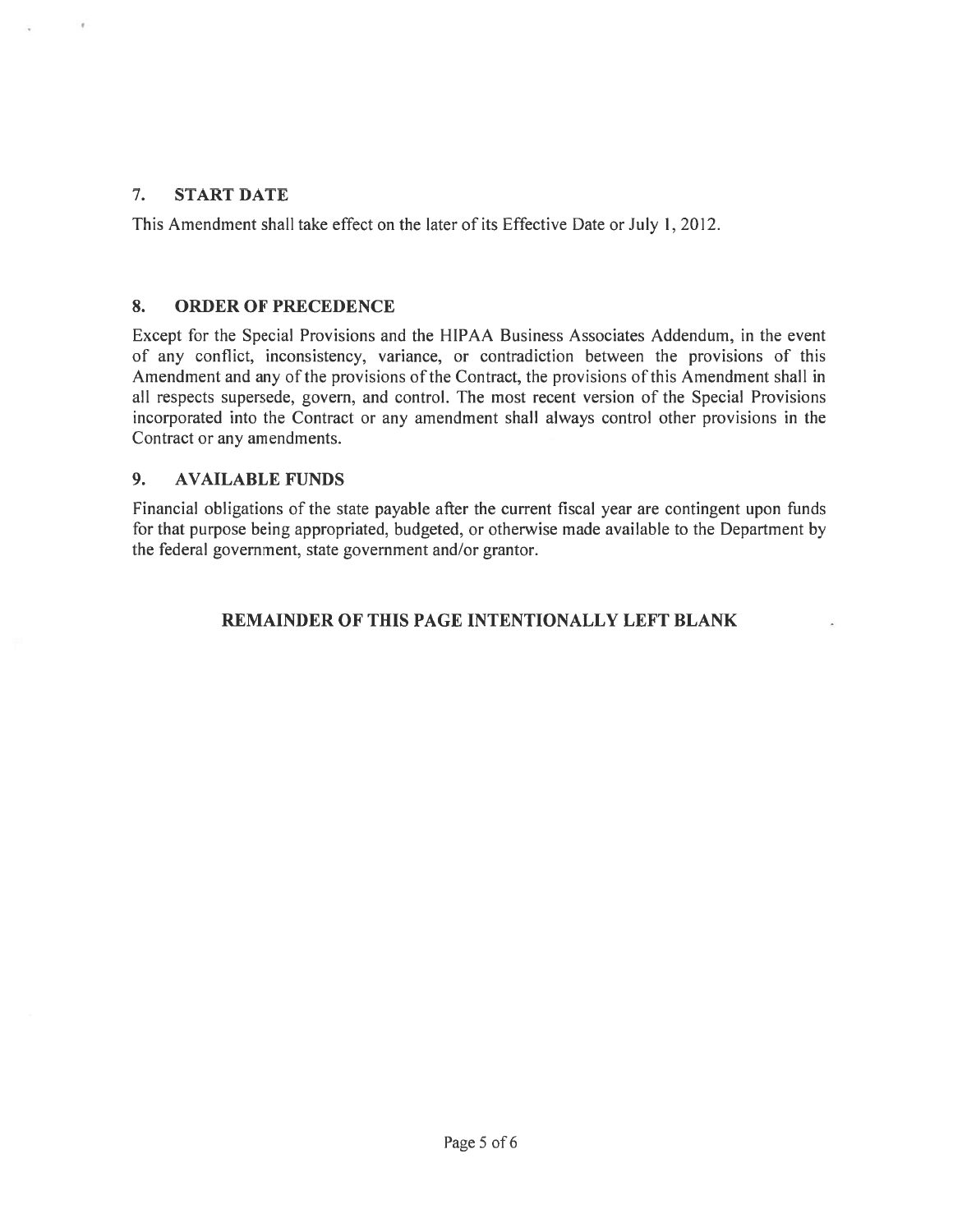## 7. START DATE

This Amendment shall take effect on the later of its Effective Date or July 1, 2012.

## 8. ORDER OF PRECEDENCE

Except for the Special Provisions and the HIPAA Business Associates Addendum, in the event of any conflict, inconsistency, variance, or contradiction between the provisions of this Amendment and any of the provisions of the Contract, the provisions of this Amendment shall in all respects supersede, govern, and control. The most recent version of the Special Provisions incorporated into the Contract or any amendment shall always control other provisions in the Contract or any amendments.

## 9. AVAILABLE FUNDS

Financial obligations of the state payable after the current fiscal year are contingent upon funds for that purpose being appropriated, budgeted, or otherwise made available to the Department by the federal government, state government and/or grantor.

**REMAINDER OF THIS PAGE INTENTIONALLY LEFT BLANK**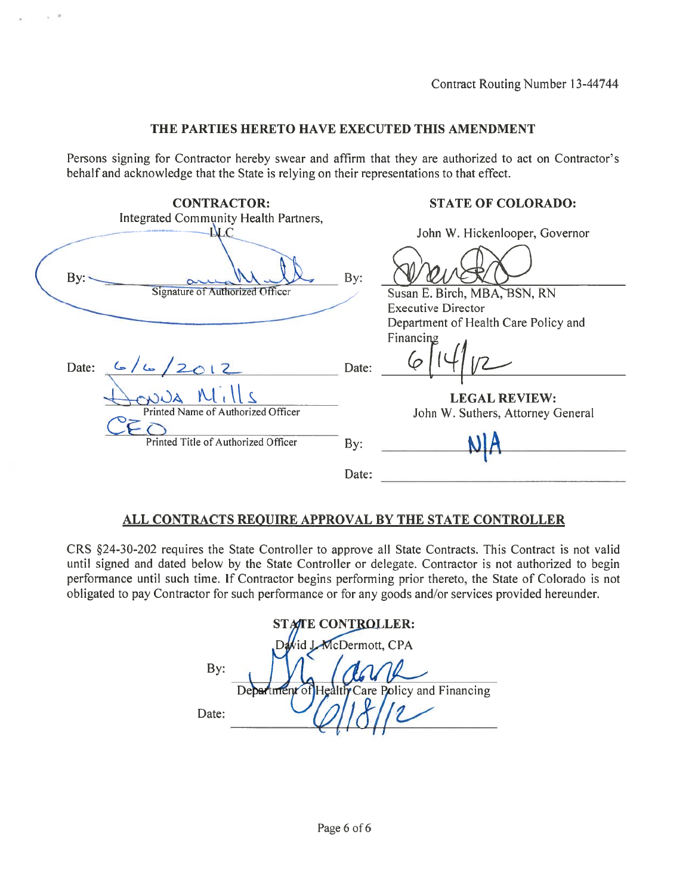Contract Routing Number 13-44744

**THE PARTIES HERETO HAVE EXECUTED THIS AMENDMENT**

Persons signing for Contractor hereby swear and affirm that they are authorized to act on Contractor's behalf and acknowledge that the State is relying on their representations to that effect.

| CONTRACTOR: | STATE OF COLORADO: |
|---|---|
| Integrated Community Health Partners, LLC | John W. Hickenlooper, Governor |
| By: [signature] Signature of Authorized Officer | By: [signature] Susan E. Birch, MBA, BSN, RN, Executive Director, Department of Health Care Policy and Financing |
| Date: 6/6/2012 | Date: 6/14/12 |
| Donna Mills, Printed Name of Authorized Officer | **LEGAL REVIEW:** John W. Suthers, Attorney General |
| CEO, Printed Title of Authorized Officer | By: N/A |
| | Date: |

**ALL CONTRACTS REQUIRE APPROVAL BY THE STATE CONTROLLER**

CRS §24-30-202 requires the State Controller to approve all State Contracts. This Contract is not valid until signed and dated below by the State Controller or delegate. Contractor is not authorized to begin performance until such time. If Contractor begins performing prior thereto, the State of Colorado is not obligated to pay Contractor for such performance or for any goods and/or services provided hereunder.

**STATE CONTROLLER:**
David J. McDermott, CPA

By: [signature]
Department of Health Care Policy and Financing

Date: 6/18/12